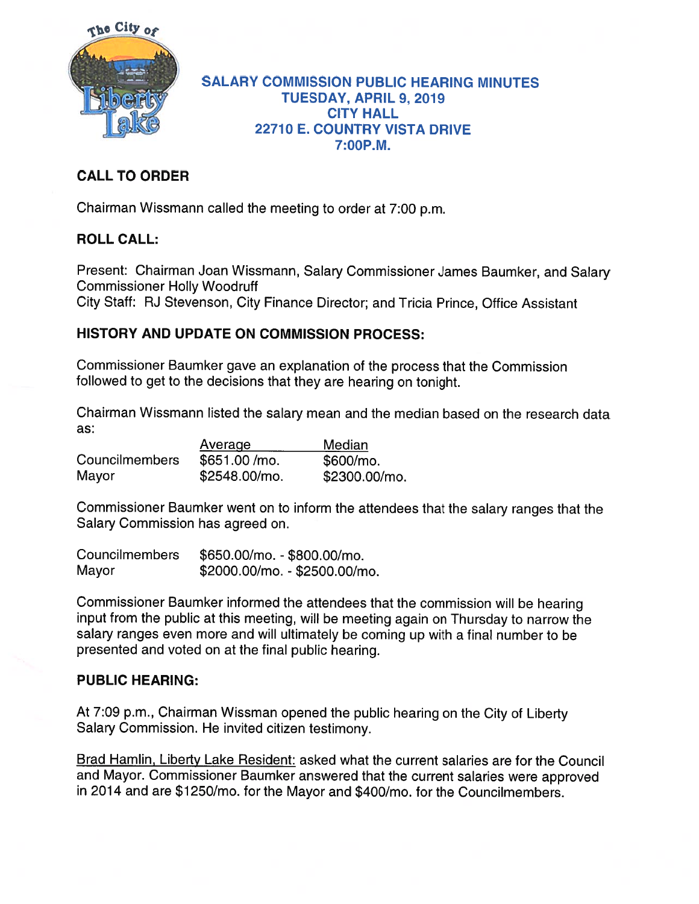# SALARY COMMISSION PUBLIC HEARING MINUTES
## TUESDAY, APRIL 9, 2019
## CITY HALL
## 22710 E. COUNTRY VISTA DRIVE
## 7:00P.M.

### CALL TO ORDER

Chairman Wissmann called the meeting to order at 7:00 p.m.

### ROLL CALL:

Present: Chairman Joan Wissmann, Salary Commissioner James Baumker, and Salary Commissioner Holly Woodruff
City Staff: RJ Stevenson, City Finance Director; and Tricia Prince, Office Assistant

### HISTORY AND UPDATE ON COMMISSION PROCESS:

Commissioner Baumker gave an explanation of the process that the Commission followed to get to the decisions that they are hearing on tonight.

Chairman Wissmann listed the salary mean and the median based on the research data as:

| | Average | Median |
|---|---|---|
| Councilmembers | $651.00 /mo. | $600/mo. |
| Mayor | $2548.00/mo. | $2300.00/mo. |

Commissioner Baumker went on to inform the attendees that the salary ranges that the Salary Commission has agreed on.

| | |
|---|---|
| Councilmembers | $650.00/mo. - $800.00/mo. |
| Mayor | $2000.00/mo. - $2500.00/mo. |

Commissioner Baumker informed the attendees that the commission will be hearing input from the public at this meeting, will be meeting again on Thursday to narrow the salary ranges even more and will ultimately be coming up with a final number to be presented and voted on at the final public hearing.

### PUBLIC HEARING:

At 7:09 p.m., Chairman Wissman opened the public hearing on the City of Liberty Salary Commission. He invited citizen testimony.

Brad Hamlin, Liberty Lake Resident: asked what the current salaries are for the Council and Mayor. Commissioner Baumker answered that the current salaries were approved in 2014 and are $1250/mo. for the Mayor and $400/mo. for the Councilmembers.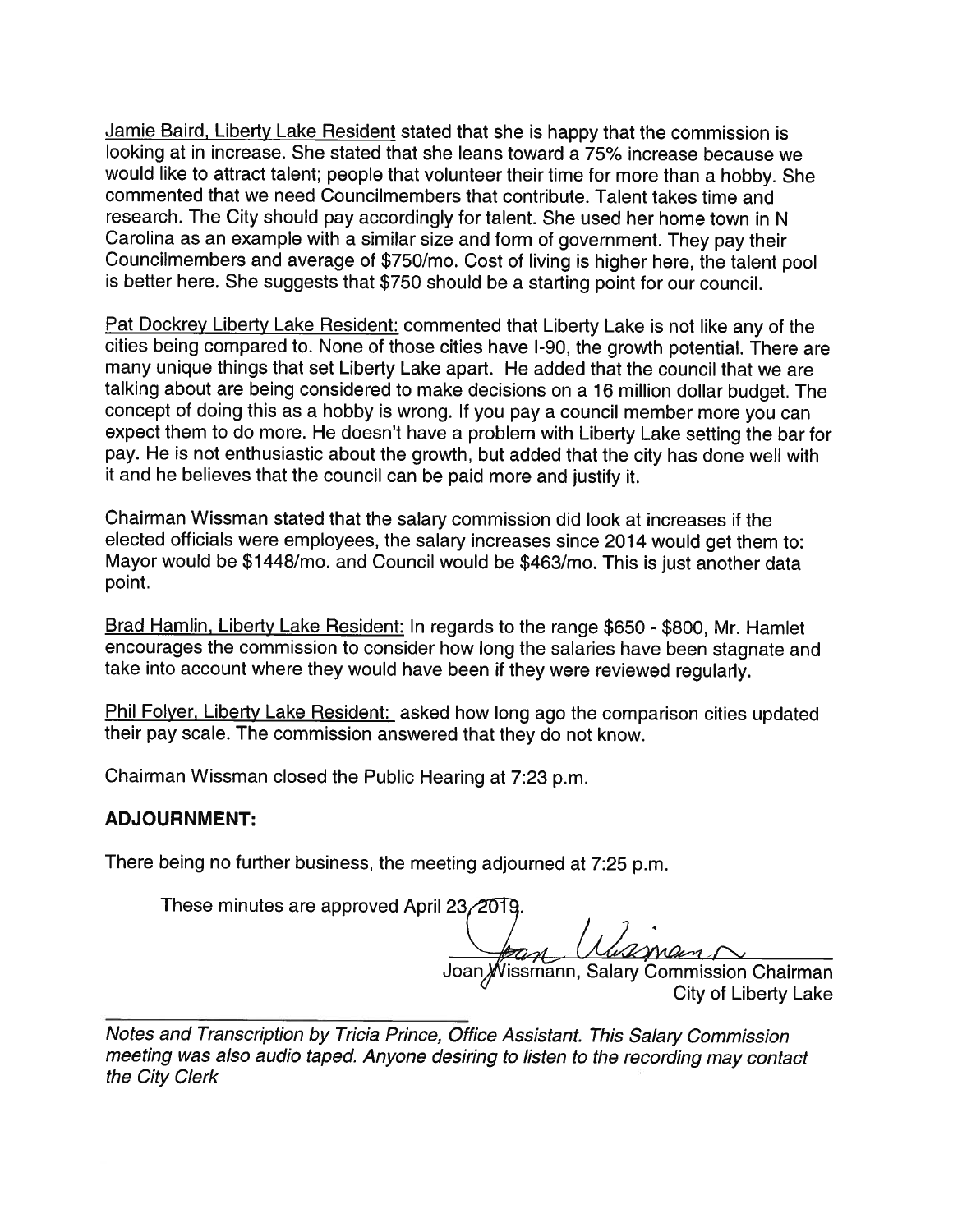Jamie Baird, Liberty Lake Resident stated that she is happy that the commission is looking at in increase. She stated that she leans toward a 75% increase because we would like to attract talent; people that volunteer their time for more than a hobby. She commented that we need Councilmembers that contribute. Talent takes time and research. The City should pay accordingly for talent. She used her home town in N Carolina as an example with a similar size and form of government. They pay their Councilmembers and average of $750/mo. Cost of living is higher here, the talent pool is better here. She suggests that $750 should be a starting point for our council.

Pat Dockrey Liberty Lake Resident: commented that Liberty Lake is not like any of the cities being compared to. None of those cities have I-90, the growth potential. There are many unique things that set Liberty Lake apart. He added that the council that we are talking about are being considered to make decisions on a 16 million dollar budget. The concept of doing this as a hobby is wrong. If you pay a council member more you can expect them to do more. He doesn't have a problem with Liberty Lake setting the bar for pay. He is not enthusiastic about the growth, but added that the city has done well with it and he believes that the council can be paid more and justify it.

Chairman Wissman stated that the salary commission did look at increases if the elected officials were employees, the salary increases since 2014 would get them to: Mayor would be $1448/mo. and Council would be $463/mo. This is just another data point.

Brad Hamlin, Liberty Lake Resident: In regards to the range $650 - $800, Mr. Hamlet encourages the commission to consider how long the salaries have been stagnate and take into account where they would have been if they were reviewed regularly.

Phil Folyer, Liberty Lake Resident: asked how long ago the comparison cities updated their pay scale. The commission answered that they do not know.

Chairman Wissman closed the Public Hearing at 7:23 p.m.

## ADJOURNMENT:

There being no further business, the meeting adjourned at 7:25 p.m.

These minutes are approved April 23, 2019.

Joan Wissmann, Salary Commission Chairman
City of Liberty Lake

*Notes and Transcription by Tricia Prince, Office Assistant. This Salary Commission meeting was also audio taped. Anyone desiring to listen to the recording may contact the City Clerk*